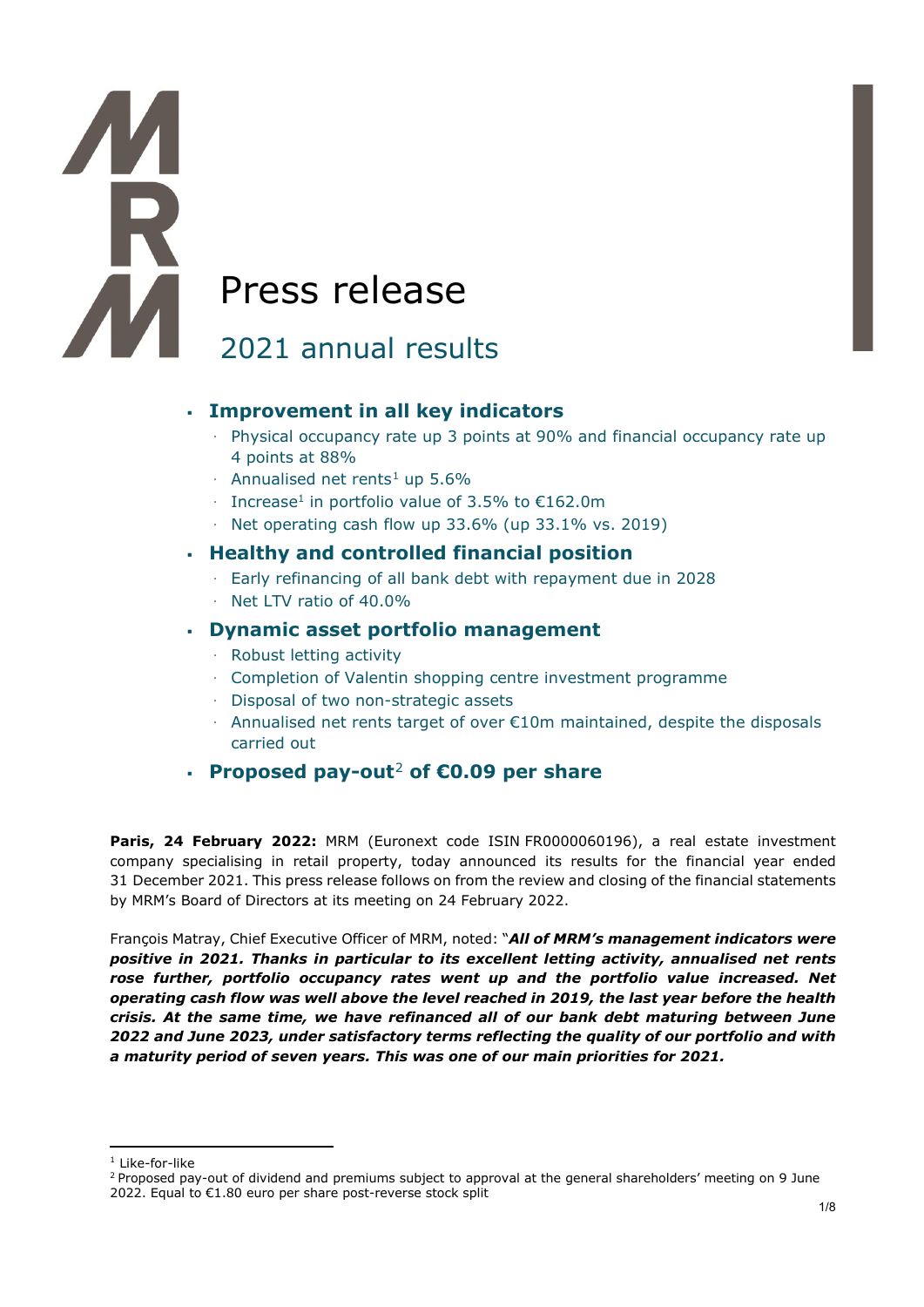# Press release

## 2021 annual results

- **Improvement in all key indicators**
  - Physical occupancy rate up 3 points at 90% and financial occupancy rate up 4 points at 88%
  - Annualised net rents[1] up 5.6%
  - Increase[1] in portfolio value of 3.5% to €162.0m
  - Net operating cash flow up 33.6% (up 33.1% vs. 2019)
- **Healthy and controlled financial position**
  - Early refinancing of all bank debt with repayment due in 2028
  - Net LTV ratio of 40.0%
- **Dynamic asset portfolio management**
  - Robust letting activity
  - Completion of Valentin shopping centre investment programme
  - Disposal of two non-strategic assets
  - Annualised net rents target of over €10m maintained, despite the disposals carried out
- **Proposed pay-out[2] of €0.09 per share**

**Paris, 24 February 2022:** MRM (Euronext code ISIN FR0000060196), a real estate investment company specialising in retail property, today announced its results for the financial year ended 31 December 2021. This press release follows on from the review and closing of the financial statements by MRM's Board of Directors at its meeting on 24 February 2022.

François Matray, Chief Executive Officer of MRM, noted: "***All of MRM's management indicators were positive in 2021. Thanks in particular to its excellent letting activity, annualised net rents rose further, portfolio occupancy rates went up and the portfolio value increased. Net operating cash flow was well above the level reached in 2019, the last year before the health crisis. At the same time, we have refinanced all of our bank debt maturing between June 2022 and June 2023, under satisfactory terms reflecting the quality of our portfolio and with a maturity period of seven years. This was one of our main priorities for 2021.***

---

[1] Like-for-like

[2] Proposed pay-out of dividend and premiums subject to approval at the general shareholders' meeting on 9 June 2022. Equal to €1.80 euro per share post-reverse stock split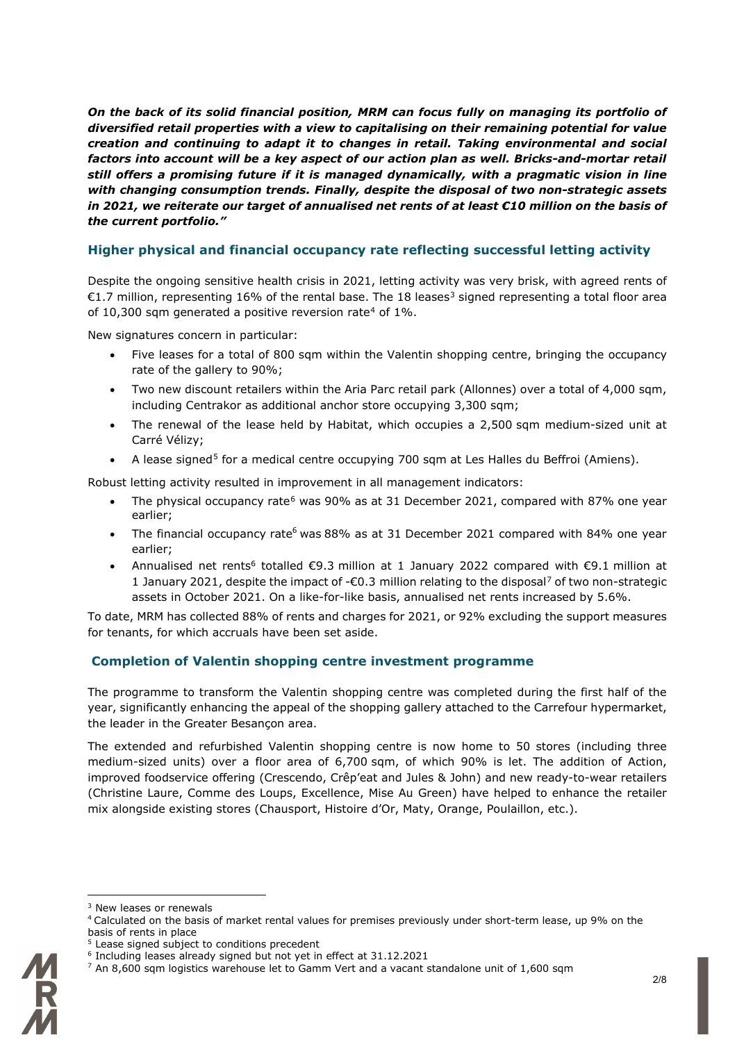***On the back of its solid financial position, MRM can focus fully on managing its portfolio of diversified retail properties with a view to capitalising on their remaining potential for value creation and continuing to adapt it to changes in retail. Taking environmental and social factors into account will be a key aspect of our action plan as well. Bricks-and-mortar retail still offers a promising future if it is managed dynamically, with a pragmatic vision in line with changing consumption trends. Finally, despite the disposal of two non-strategic assets in 2021, we reiterate our target of annualised net rents of at least €10 million on the basis of the current portfolio."***

## Higher physical and financial occupancy rate reflecting successful letting activity

Despite the ongoing sensitive health crisis in 2021, letting activity was very brisk, with agreed rents of €1.7 million, representing 16% of the rental base. The 18 leases[3] signed representing a total floor area of 10,300 sqm generated a positive reversion rate[4] of 1%.

New signatures concern in particular:

- Five leases for a total of 800 sqm within the Valentin shopping centre, bringing the occupancy rate of the gallery to 90%;
- Two new discount retailers within the Aria Parc retail park (Allonnes) over a total of 4,000 sqm, including Centrakor as additional anchor store occupying 3,300 sqm;
- The renewal of the lease held by Habitat, which occupies a 2,500 sqm medium-sized unit at Carré Vélizy;
- A lease signed[5] for a medical centre occupying 700 sqm at Les Halles du Beffroi (Amiens).

Robust letting activity resulted in improvement in all management indicators:

- The physical occupancy rate[6] was 90% as at 31 December 2021, compared with 87% one year earlier;
- The financial occupancy rate[6] was 88% as at 31 December 2021 compared with 84% one year earlier;
- Annualised net rents[6] totalled €9.3 million at 1 January 2022 compared with €9.1 million at 1 January 2021, despite the impact of -€0.3 million relating to the disposal[7] of two non-strategic assets in October 2021. On a like-for-like basis, annualised net rents increased by 5.6%.

To date, MRM has collected 88% of rents and charges for 2021, or 92% excluding the support measures for tenants, for which accruals have been set aside.

## Completion of Valentin shopping centre investment programme

The programme to transform the Valentin shopping centre was completed during the first half of the year, significantly enhancing the appeal of the shopping gallery attached to the Carrefour hypermarket, the leader in the Greater Besançon area.

The extended and refurbished Valentin shopping centre is now home to 50 stores (including three medium-sized units) over a floor area of 6,700 sqm, of which 90% is let. The addition of Action, improved foodservice offering (Crescendo, Crêp'eat and Jules & John) and new ready-to-wear retailers (Christine Laure, Comme des Loups, Excellence, Mise Au Green) have helped to enhance the retailer mix alongside existing stores (Chausport, Histoire d'Or, Maty, Orange, Poulaillon, etc.).

---

[3] New leases or renewals

[4] Calculated on the basis of market rental values for premises previously under short-term lease, up 9% on the basis of rents in place

[5] Lease signed subject to conditions precedent

[6] Including leases already signed but not yet in effect at 31.12.2021

[7] An 8,600 sqm logistics warehouse let to Gamm Vert and a vacant standalone unit of 1,600 sqm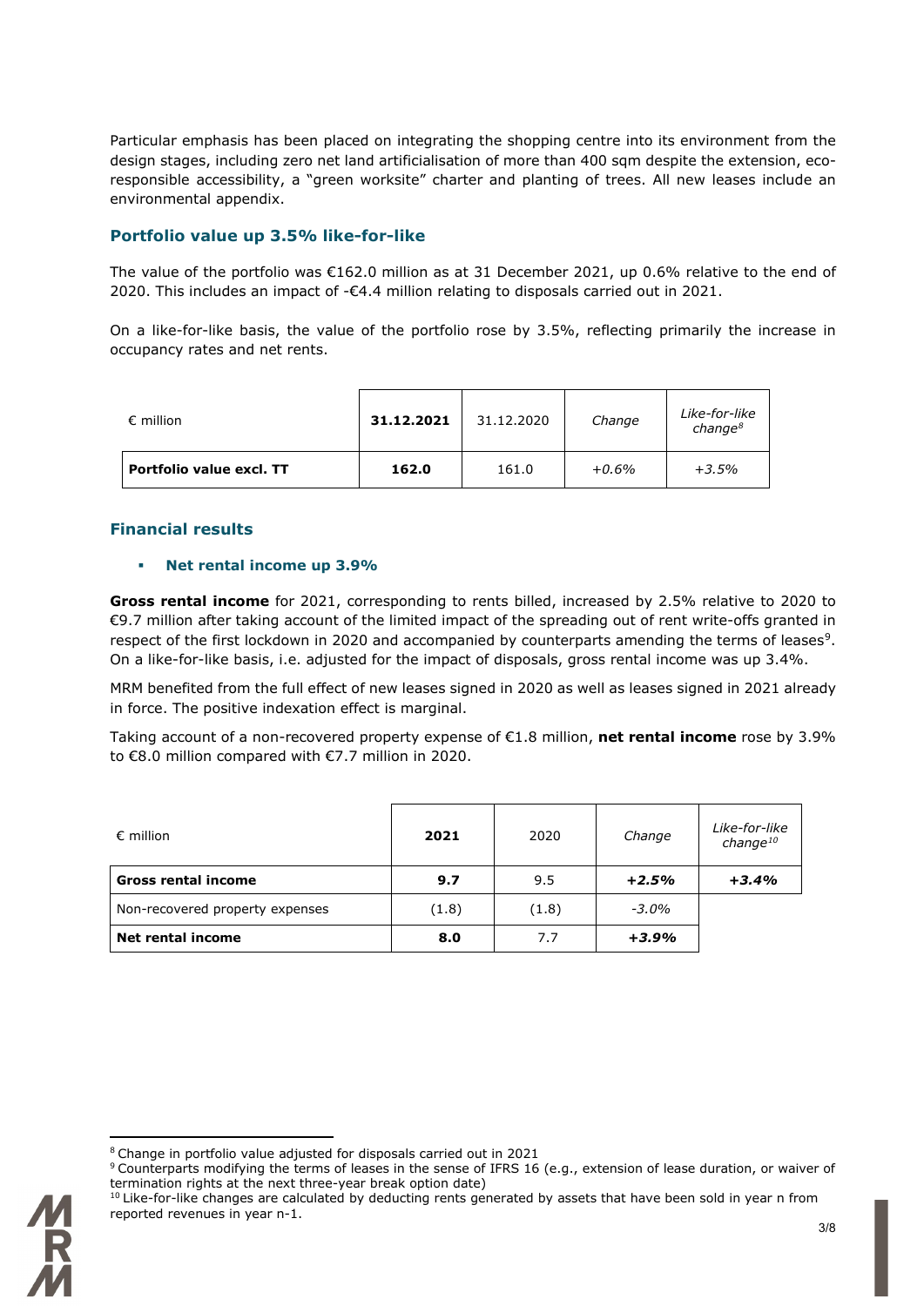Particular emphasis has been placed on integrating the shopping centre into its environment from the design stages, including zero net land artificialisation of more than 400 sqm despite the extension, eco-responsible accessibility, a "green worksite" charter and planting of trees. All new leases include an environmental appendix.

## Portfolio value up 3.5% like-for-like

The value of the portfolio was €162.0 million as at 31 December 2021, up 0.6% relative to the end of 2020. This includes an impact of -€4.4 million relating to disposals carried out in 2021.

On a like-for-like basis, the value of the portfolio rose by 3.5%, reflecting primarily the increase in occupancy rates and net rents.

| € million | **31.12.2021** | 31.12.2020 | *Change* | *Like-for-like change*[8] |
|---|---|---|---|---|
| **Portfolio value excl. TT** | **162.0** | 161.0 | *+0.6%* | *+3.5%* |

## Financial results

- **Net rental income up 3.9%**

**Gross rental income** for 2021, corresponding to rents billed, increased by 2.5% relative to 2020 to €9.7 million after taking account of the limited impact of the spreading out of rent write-offs granted in respect of the first lockdown in 2020 and accompanied by counterparts amending the terms of leases[9]. On a like-for-like basis, i.e. adjusted for the impact of disposals, gross rental income was up 3.4%.

MRM benefited from the full effect of new leases signed in 2020 as well as leases signed in 2021 already in force. The positive indexation effect is marginal.

Taking account of a non-recovered property expense of €1.8 million, **net rental income** rose by 3.9% to €8.0 million compared with €7.7 million in 2020.

| € million | **2021** | 2020 | *Change* | *Like-for-like change*[10] |
|---|---|---|---|---|
| **Gross rental income** | **9.7** | 9.5 | ***+2.5%*** | ***+3.4%*** |
| Non-recovered property expenses | (1.8) | (1.8) | *-3.0%* | |
| **Net rental income** | **8.0** | 7.7 | ***+3.9%*** | |

[8] Change in portfolio value adjusted for disposals carried out in 2021

[9] Counterparts modifying the terms of leases in the sense of IFRS 16 (e.g., extension of lease duration, or waiver of termination rights at the next three-year break option date)

[10] Like-for-like changes are calculated by deducting rents generated by assets that have been sold in year n from reported revenues in year n-1.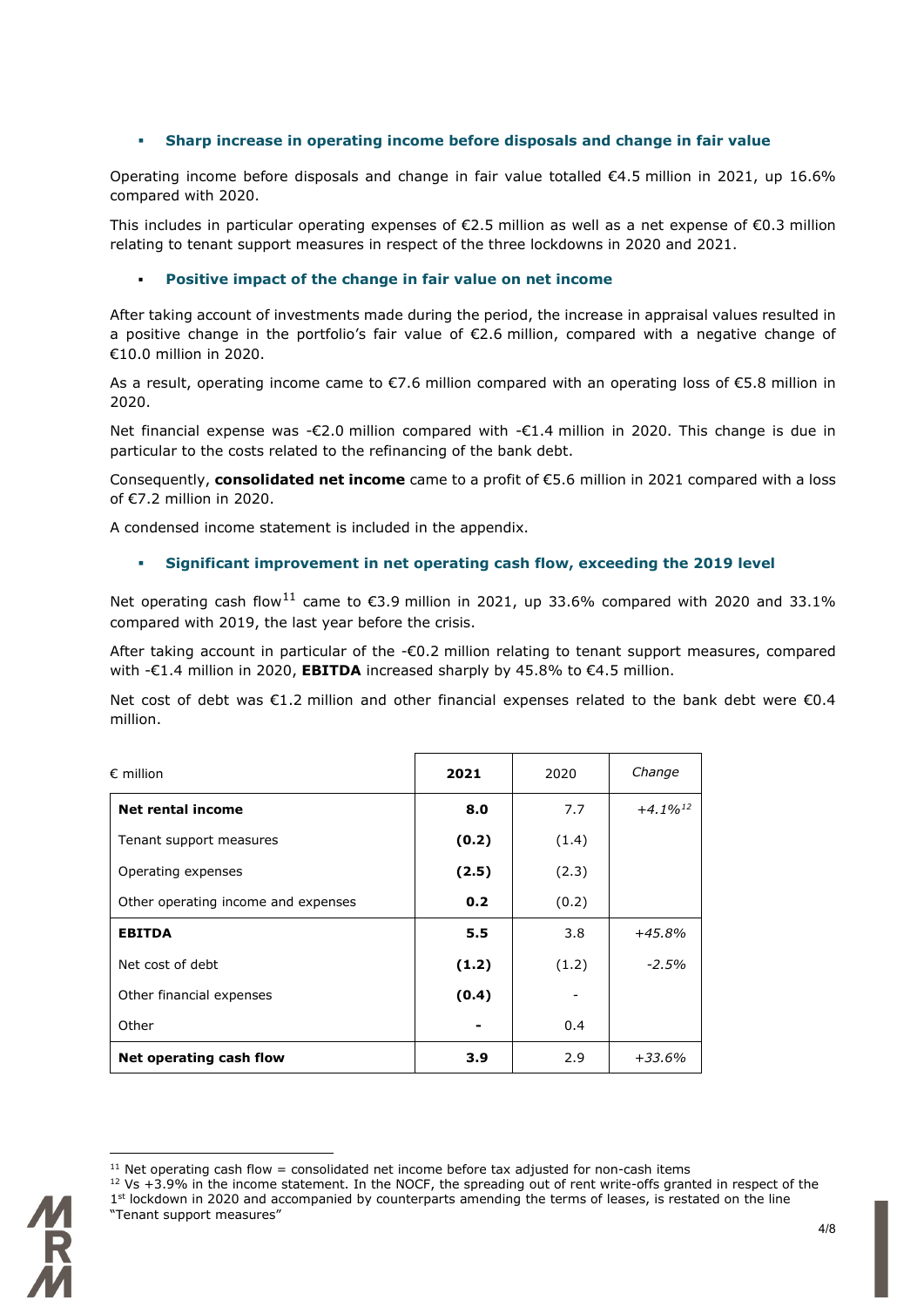- **Sharp increase in operating income before disposals and change in fair value**

Operating income before disposals and change in fair value totalled €4.5 million in 2021, up 16.6% compared with 2020.

This includes in particular operating expenses of €2.5 million as well as a net expense of €0.3 million relating to tenant support measures in respect of the three lockdowns in 2020 and 2021.

- **Positive impact of the change in fair value on net income**

After taking account of investments made during the period, the increase in appraisal values resulted in a positive change in the portfolio's fair value of €2.6 million, compared with a negative change of €10.0 million in 2020.

As a result, operating income came to €7.6 million compared with an operating loss of €5.8 million in 2020.

Net financial expense was -€2.0 million compared with -€1.4 million in 2020. This change is due in particular to the costs related to the refinancing of the bank debt.

Consequently, **consolidated net income** came to a profit of €5.6 million in 2021 compared with a loss of €7.2 million in 2020.

A condensed income statement is included in the appendix.

- **Significant improvement in net operating cash flow, exceeding the 2019 level**

Net operating cash flow[11] came to €3.9 million in 2021, up 33.6% compared with 2020 and 33.1% compared with 2019, the last year before the crisis.

After taking account in particular of the -€0.2 million relating to tenant support measures, compared with -€1.4 million in 2020, **EBITDA** increased sharply by 45.8% to €4.5 million.

Net cost of debt was €1.2 million and other financial expenses related to the bank debt were €0.4 million.

| € million | **2021** | 2020 | *Change* |
|---|---|---|---|
| **Net rental income** | **8.0** | 7.7 | *+4.1%*[12] |
| Tenant support measures | **(0.2)** | (1.4) | |
| Operating expenses | **(2.5)** | (2.3) | |
| Other operating income and expenses | **0.2** | (0.2) | |
| **EBITDA** | **5.5** | 3.8 | *+45.8%* |
| Net cost of debt | **(1.2)** | (1.2) | *-2.5%* |
| Other financial expenses | **(0.4)** | - | |
| Other | **-** | 0.4 | |
| **Net operating cash flow** | **3.9** | 2.9 | *+33.6%* |

[11] Net operating cash flow = consolidated net income before tax adjusted for non-cash items

[12] Vs +3.9% in the income statement. In the NOCF, the spreading out of rent write-offs granted in respect of the 1st lockdown in 2020 and accompanied by counterparts amending the terms of leases, is restated on the line "Tenant support measures"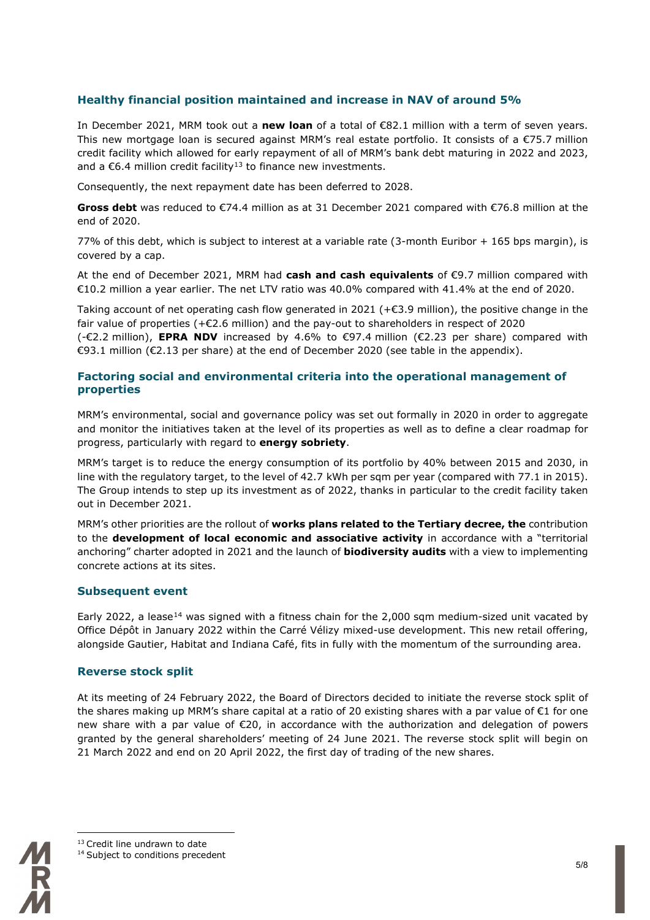## Healthy financial position maintained and increase in NAV of around 5%

In December 2021, MRM took out a **new loan** of a total of €82.1 million with a term of seven years. This new mortgage loan is secured against MRM's real estate portfolio. It consists of a €75.7 million credit facility which allowed for early repayment of all of MRM's bank debt maturing in 2022 and 2023, and a €6.4 million credit facility[13] to finance new investments.

Consequently, the next repayment date has been deferred to 2028.

**Gross debt** was reduced to €74.4 million as at 31 December 2021 compared with €76.8 million at the end of 2020.

77% of this debt, which is subject to interest at a variable rate (3-month Euribor + 165 bps margin), is covered by a cap.

At the end of December 2021, MRM had **cash and cash equivalents** of €9.7 million compared with €10.2 million a year earlier. The net LTV ratio was 40.0% compared with 41.4% at the end of 2020.

Taking account of net operating cash flow generated in 2021 (+€3.9 million), the positive change in the fair value of properties (+€2.6 million) and the pay-out to shareholders in respect of 2020 (-€2.2 million), **EPRA NDV** increased by 4.6% to €97.4 million (€2.23 per share) compared with €93.1 million (€2.13 per share) at the end of December 2020 (see table in the appendix).

## Factoring social and environmental criteria into the operational management of properties

MRM's environmental, social and governance policy was set out formally in 2020 in order to aggregate and monitor the initiatives taken at the level of its properties as well as to define a clear roadmap for progress, particularly with regard to **energy sobriety**.

MRM's target is to reduce the energy consumption of its portfolio by 40% between 2015 and 2030, in line with the regulatory target, to the level of 42.7 kWh per sqm per year (compared with 77.1 in 2015). The Group intends to step up its investment as of 2022, thanks in particular to the credit facility taken out in December 2021.

MRM's other priorities are the rollout of **works plans related to the Tertiary decree, the** contribution to the **development of local economic and associative activity** in accordance with a "territorial anchoring" charter adopted in 2021 and the launch of **biodiversity audits** with a view to implementing concrete actions at its sites.

## Subsequent event

Early 2022, a lease[14] was signed with a fitness chain for the 2,000 sqm medium-sized unit vacated by Office Dépôt in January 2022 within the Carré Vélizy mixed-use development. This new retail offering, alongside Gautier, Habitat and Indiana Café, fits in fully with the momentum of the surrounding area.

## Reverse stock split

At its meeting of 24 February 2022, the Board of Directors decided to initiate the reverse stock split of the shares making up MRM's share capital at a ratio of 20 existing shares with a par value of €1 for one new share with a par value of €20, in accordance with the authorization and delegation of powers granted by the general shareholders' meeting of 24 June 2021. The reverse stock split will begin on 21 March 2022 and end on 20 April 2022, the first day of trading of the new shares.

---

[13] Credit line undrawn to date

[14] Subject to conditions precedent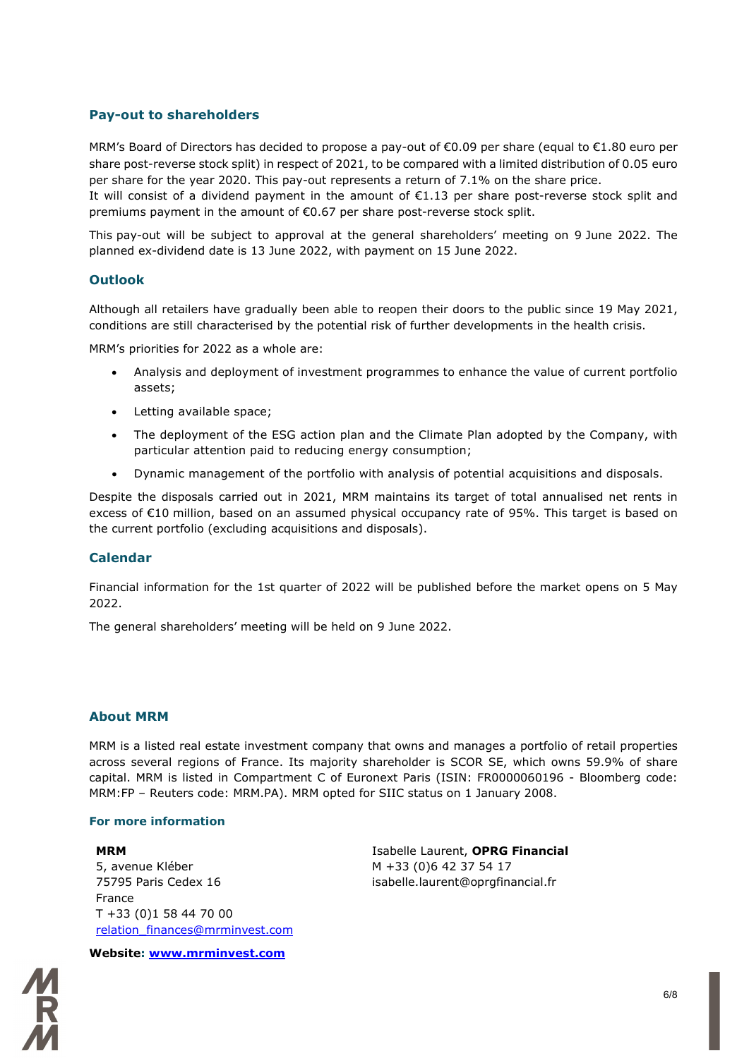## Pay-out to shareholders

MRM's Board of Directors has decided to propose a pay-out of €0.09 per share (equal to €1.80 euro per share post-reverse stock split) in respect of 2021, to be compared with a limited distribution of 0.05 euro per share for the year 2020. This pay-out represents a return of 7.1% on the share price.
It will consist of a dividend payment in the amount of €1.13 per share post-reverse stock split and premiums payment in the amount of €0.67 per share post-reverse stock split.

This pay-out will be subject to approval at the general shareholders' meeting on 9 June 2022. The planned ex-dividend date is 13 June 2022, with payment on 15 June 2022.

## Outlook

Although all retailers have gradually been able to reopen their doors to the public since 19 May 2021, conditions are still characterised by the potential risk of further developments in the health crisis.

MRM's priorities for 2022 as a whole are:

- Analysis and deployment of investment programmes to enhance the value of current portfolio assets;
- Letting available space;
- The deployment of the ESG action plan and the Climate Plan adopted by the Company, with particular attention paid to reducing energy consumption;
- Dynamic management of the portfolio with analysis of potential acquisitions and disposals.

Despite the disposals carried out in 2021, MRM maintains its target of total annualised net rents in excess of €10 million, based on an assumed physical occupancy rate of 95%. This target is based on the current portfolio (excluding acquisitions and disposals).

## Calendar

Financial information for the 1st quarter of 2022 will be published before the market opens on 5 May 2022.

The general shareholders' meeting will be held on 9 June 2022.

## About MRM

MRM is a listed real estate investment company that owns and manages a portfolio of retail properties across several regions of France. Its majority shareholder is SCOR SE, which owns 59.9% of share capital. MRM is listed in Compartment C of Euronext Paris (ISIN: FR0000060196 - Bloomberg code: MRM:FP – Reuters code: MRM.PA). MRM opted for SIIC status on 1 January 2008.

### For more information

**MRM**
5, avenue Kléber
75795 Paris Cedex 16
France
T +33 (0)1 58 44 70 00
relation_finances@mrminvest.com

Isabelle Laurent, **OPRG Financial**
M +33 (0)6 42 37 54 17
isabelle.laurent@oprgfinancial.fr

**Website: www.mrminvest.com**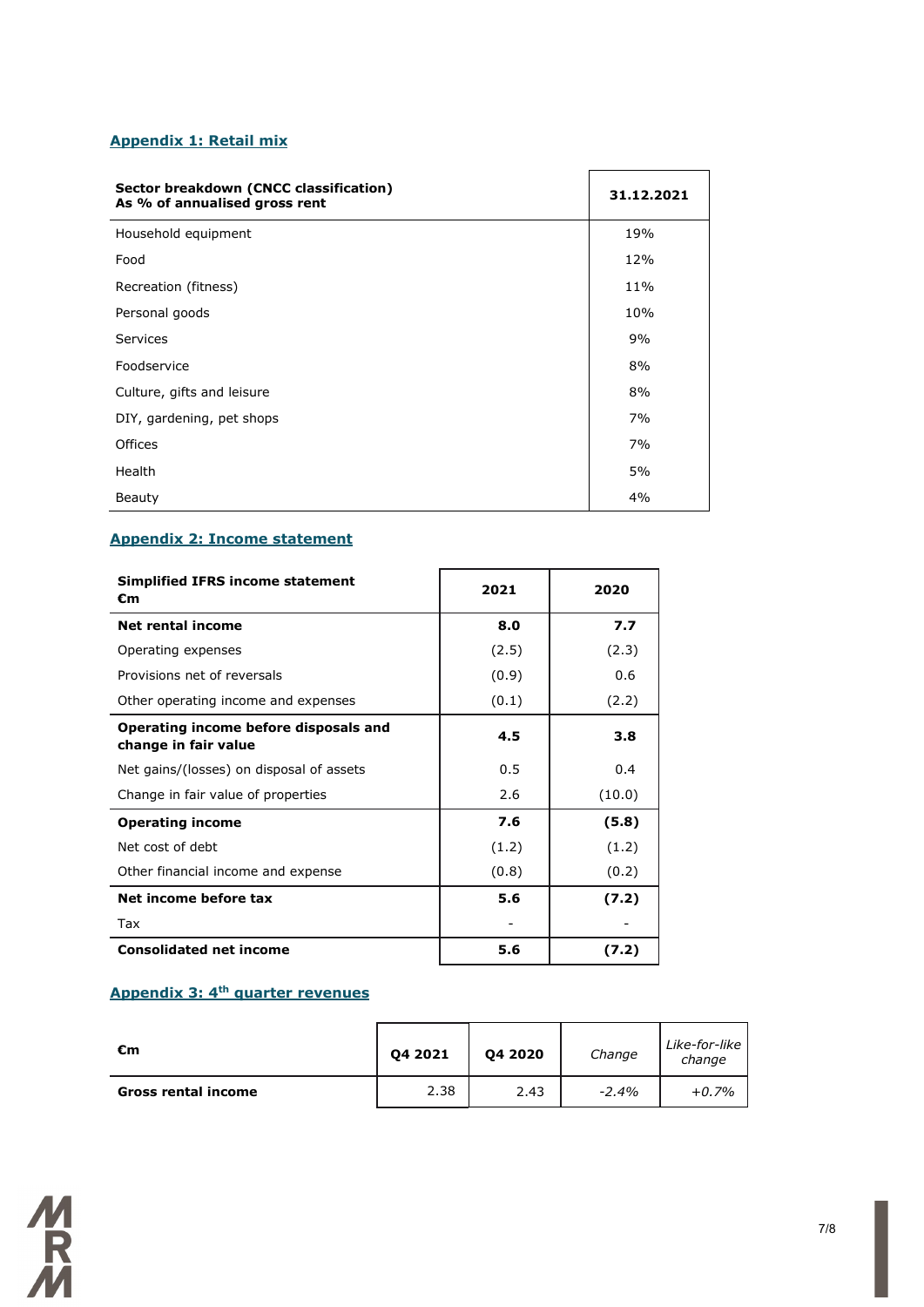## Appendix 1: Retail mix

| Sector breakdown (CNCC classification)<br>As % of annualised gross rent | 31.12.2021 |
|---|---|
| Household equipment | 19% |
| Food | 12% |
| Recreation (fitness) | 11% |
| Personal goods | 10% |
| Services | 9% |
| Foodservice | 8% |
| Culture, gifts and leisure | 8% |
| DIY, gardening, pet shops | 7% |
| Offices | 7% |
| Health | 5% |
| Beauty | 4% |

## Appendix 2: Income statement

| Simplified IFRS income statement<br>€m | 2021 | 2020 |
|---|---|---|
| **Net rental income** | **8.0** | **7.7** |
| Operating expenses | (2.5) | (2.3) |
| Provisions net of reversals | (0.9) | 0.6 |
| Other operating income and expenses | (0.1) | (2.2) |
| **Operating income before disposals and change in fair value** | **4.5** | **3.8** |
| Net gains/(losses) on disposal of assets | 0.5 | 0.4 |
| Change in fair value of properties | 2.6 | (10.0) |
| **Operating income** | **7.6** | **(5.8)** |
| Net cost of debt | (1.2) | (1.2) |
| Other financial income and expense | (0.8) | (0.2) |
| **Net income before tax** | **5.6** | **(7.2)** |
| Tax | - | - |
| **Consolidated net income** | **5.6** | **(7.2)** |

## Appendix 3: 4th quarter revenues

| €m | Q4 2021 | Q4 2020 | *Change* | *Like-for-like change* |
|---|---|---|---|---|
| **Gross rental income** | 2.38 | 2.43 | *-2.4%* | *+0.7%* |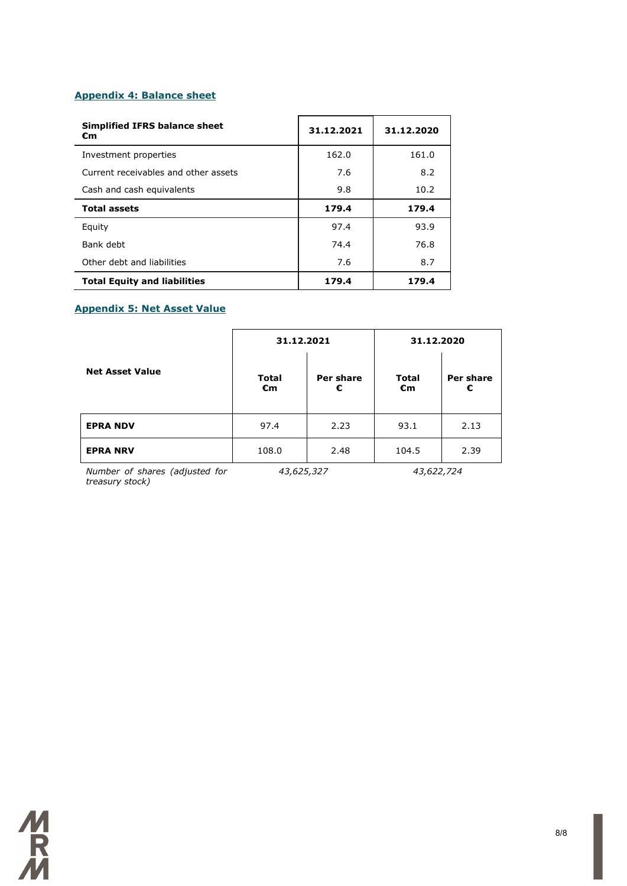## Appendix 4: Balance sheet

| **Simplified IFRS balance sheet €m** | **31.12.2021** | **31.12.2020** |
|---|---|---|
| Investment properties | 162.0 | 161.0 |
| Current receivables and other assets | 7.6 | 8.2 |
| Cash and cash equivalents | 9.8 | 10.2 |
| **Total assets** | **179.4** | **179.4** |
| Equity | 97.4 | 93.9 |
| Bank debt | 74.4 | 76.8 |
| Other debt and liabilities | 7.6 | 8.7 |
| **Total Equity and liabilities** | **179.4** | **179.4** |

## Appendix 5: Net Asset Value

| **Net Asset Value** | **31.12.2021** | | **31.12.2020** | |
|---|---|---|---|---|
| | **Total €m** | **Per share €** | **Total €m** | **Per share €** |
| **EPRA NDV** | 97.4 | 2.23 | 93.1 | 2.13 |
| **EPRA NRV** | 108.0 | 2.48 | 104.5 | 2.39 |
| *Number of shares (adjusted for treasury stock)* | *43,625,327* | | *43,622,724* | |